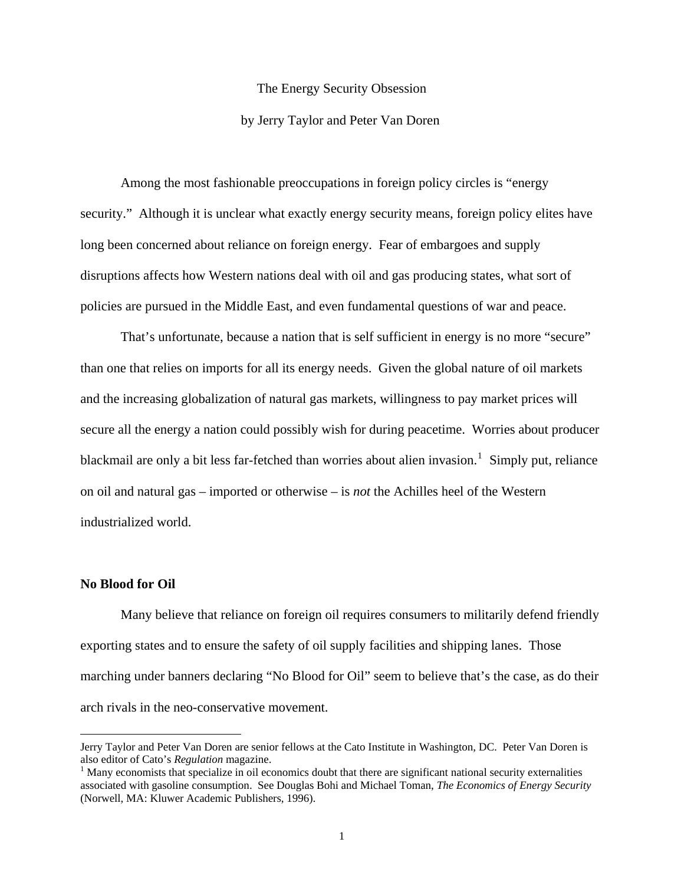# The Energy Security Obsession

by Jerry Taylor and Peter Van Doren

Among the most fashionable preoccupations in foreign policy circles is "energy security." Although it is unclear what exactly energy security means, foreign policy elites have long been concerned about reliance on foreign energy. Fear of embargoes and supply disruptions affects how Western nations deal with oil and gas producing states, what sort of policies are pursued in the Middle East, and even fundamental questions of war and peace.

That's unfortunate, because a nation that is self sufficient in energy is no more "secure" than one that relies on imports for all its energy needs. Given the global nature of oil markets and the increasing globalization of natural gas markets, willingness to pay market prices will secure all the energy a nation could possibly wish for during peacetime. Worries about producer blackmail are only a bit less far-fetched than worries about alien invasion.[1] Simply put, reliance on oil and natural gas – imported or otherwise – is *not* the Achilles heel of the Western industrialized world.

## No Blood for Oil

Many believe that reliance on foreign oil requires consumers to militarily defend friendly exporting states and to ensure the safety of oil supply facilities and shipping lanes. Those marching under banners declaring "No Blood for Oil" seem to believe that's the case, as do their arch rivals in the neo-conservative movement.

---

Jerry Taylor and Peter Van Doren are senior fellows at the Cato Institute in Washington, DC. Peter Van Doren is also editor of Cato's *Regulation* magazine.

[1] Many economists that specialize in oil economics doubt that there are significant national security externalities associated with gasoline consumption. See Douglas Bohi and Michael Toman, *The Economics of Energy Security* (Norwell, MA: Kluwer Academic Publishers, 1996).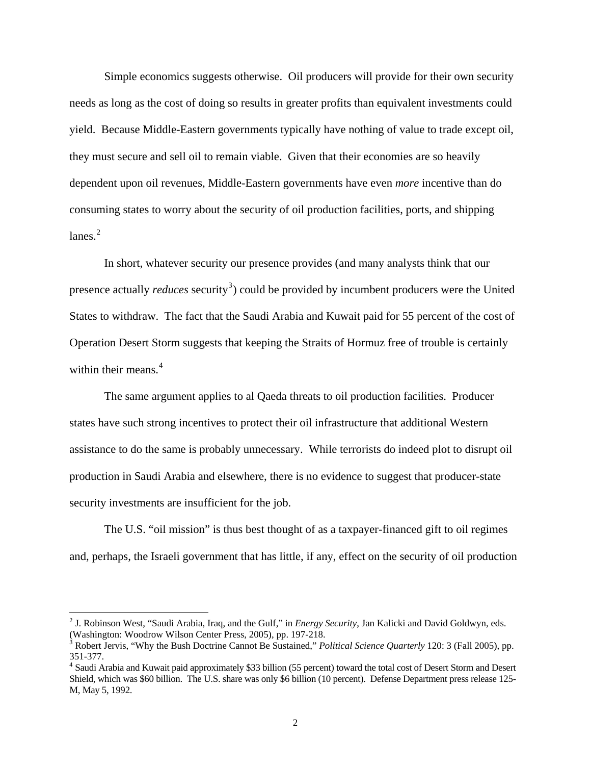Simple economics suggests otherwise. Oil producers will provide for their own security needs as long as the cost of doing so results in greater profits than equivalent investments could yield. Because Middle-Eastern governments typically have nothing of value to trade except oil, they must secure and sell oil to remain viable. Given that their economies are so heavily dependent upon oil revenues, Middle-Eastern governments have even *more* incentive than do consuming states to worry about the security of oil production facilities, ports, and shipping lanes.[2]

In short, whatever security our presence provides (and many analysts think that our presence actually *reduces* security[3]) could be provided by incumbent producers were the United States to withdraw. The fact that the Saudi Arabia and Kuwait paid for 55 percent of the cost of Operation Desert Storm suggests that keeping the Straits of Hormuz free of trouble is certainly within their means.[4]

The same argument applies to al Qaeda threats to oil production facilities. Producer states have such strong incentives to protect their oil infrastructure that additional Western assistance to do the same is probably unnecessary. While terrorists do indeed plot to disrupt oil production in Saudi Arabia and elsewhere, there is no evidence to suggest that producer-state security investments are insufficient for the job.

The U.S. "oil mission" is thus best thought of as a taxpayer-financed gift to oil regimes and, perhaps, the Israeli government that has little, if any, effect on the security of oil production

---

[2] J. Robinson West, "Saudi Arabia, Iraq, and the Gulf," in *Energy Security*, Jan Kalicki and David Goldwyn, eds. (Washington: Woodrow Wilson Center Press, 2005), pp. 197-218.

[3] Robert Jervis, "Why the Bush Doctrine Cannot Be Sustained," *Political Science Quarterly* 120: 3 (Fall 2005), pp. 351-377.

[4] Saudi Arabia and Kuwait paid approximately $33 billion (55 percent) toward the total cost of Desert Storm and Desert Shield, which was $60 billion. The U.S. share was only $6 billion (10 percent). Defense Department press release 125-M, May 5, 1992.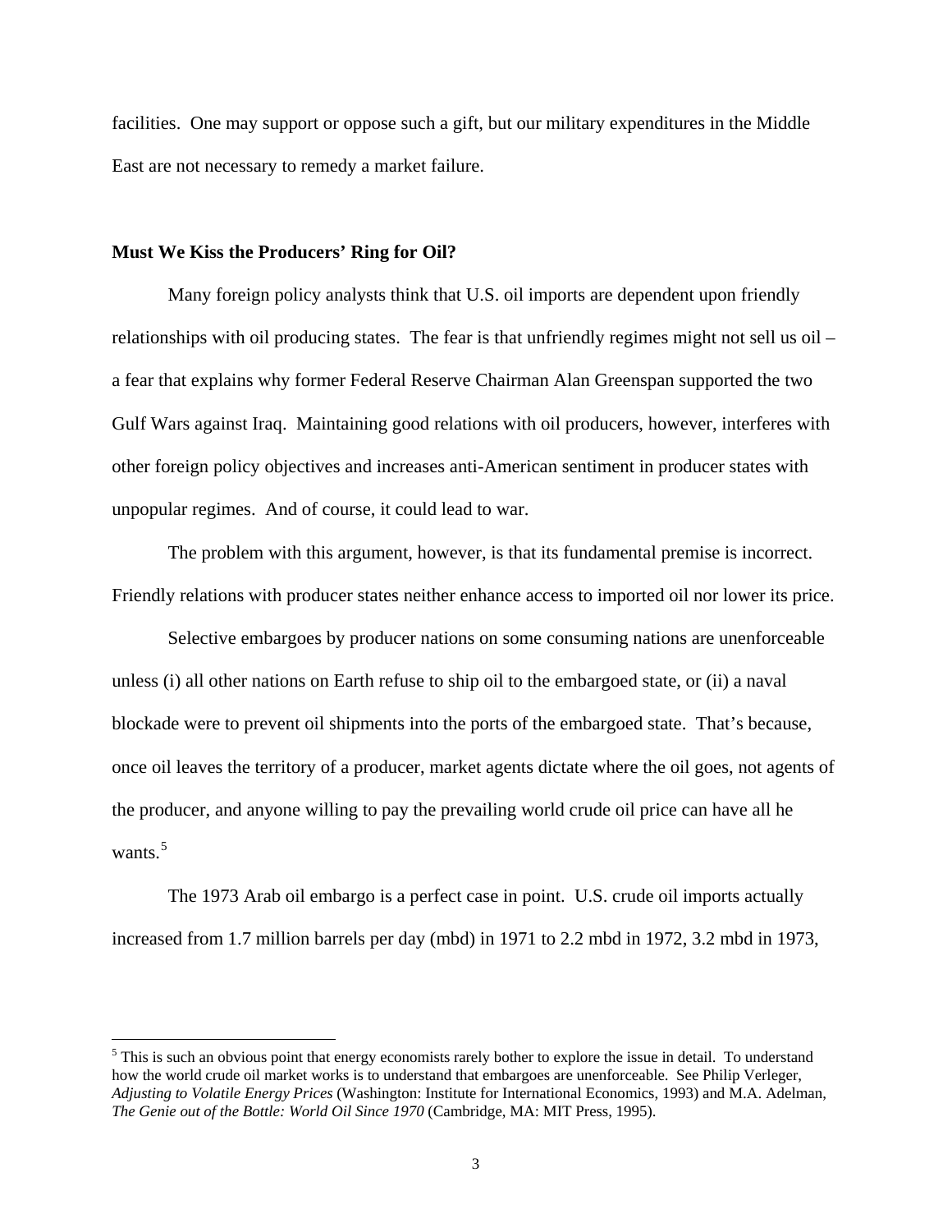facilities. One may support or oppose such a gift, but our military expenditures in the Middle East are not necessary to remedy a market failure.

## Must We Kiss the Producers' Ring for Oil?

Many foreign policy analysts think that U.S. oil imports are dependent upon friendly relationships with oil producing states. The fear is that unfriendly regimes might not sell us oil – a fear that explains why former Federal Reserve Chairman Alan Greenspan supported the two Gulf Wars against Iraq. Maintaining good relations with oil producers, however, interferes with other foreign policy objectives and increases anti-American sentiment in producer states with unpopular regimes. And of course, it could lead to war.

The problem with this argument, however, is that its fundamental premise is incorrect. Friendly relations with producer states neither enhance access to imported oil nor lower its price.

Selective embargoes by producer nations on some consuming nations are unenforceable unless (i) all other nations on Earth refuse to ship oil to the embargoed state, or (ii) a naval blockade were to prevent oil shipments into the ports of the embargoed state. That's because, once oil leaves the territory of a producer, market agents dictate where the oil goes, not agents of the producer, and anyone willing to pay the prevailing world crude oil price can have all he wants.[5]

The 1973 Arab oil embargo is a perfect case in point. U.S. crude oil imports actually increased from 1.7 million barrels per day (mbd) in 1971 to 2.2 mbd in 1972, 3.2 mbd in 1973,

---

[5] This is such an obvious point that energy economists rarely bother to explore the issue in detail. To understand how the world crude oil market works is to understand that embargoes are unenforceable. See Philip Verleger, *Adjusting to Volatile Energy Prices* (Washington: Institute for International Economics, 1993) and M.A. Adelman, *The Genie out of the Bottle: World Oil Since 1970* (Cambridge, MA: MIT Press, 1995).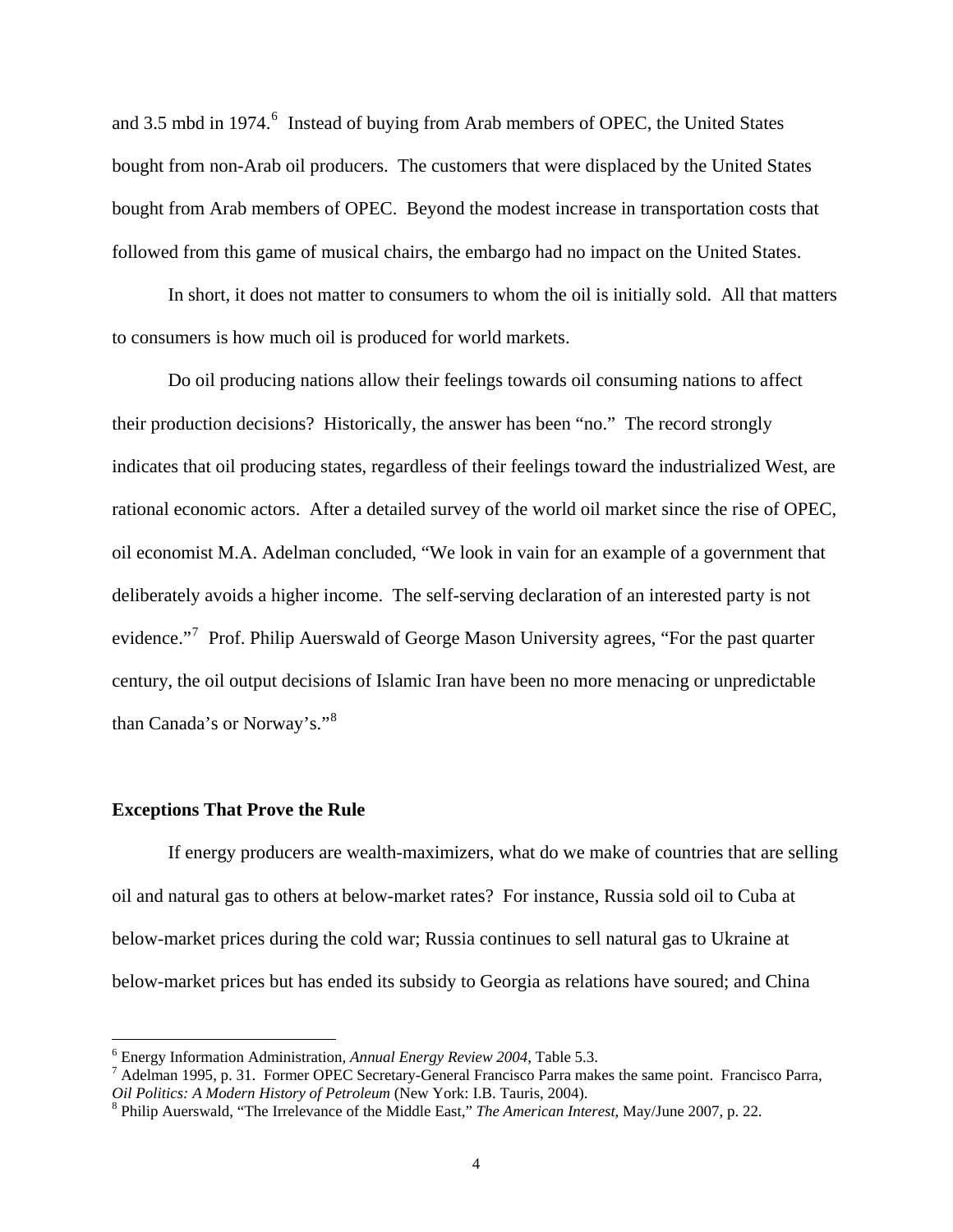and 3.5 mbd in 1974.[6] Instead of buying from Arab members of OPEC, the United States bought from non-Arab oil producers. The customers that were displaced by the United States bought from Arab members of OPEC. Beyond the modest increase in transportation costs that followed from this game of musical chairs, the embargo had no impact on the United States.

In short, it does not matter to consumers to whom the oil is initially sold. All that matters to consumers is how much oil is produced for world markets.

Do oil producing nations allow their feelings towards oil consuming nations to affect their production decisions? Historically, the answer has been "no." The record strongly indicates that oil producing states, regardless of their feelings toward the industrialized West, are rational economic actors. After a detailed survey of the world oil market since the rise of OPEC, oil economist M.A. Adelman concluded, "We look in vain for an example of a government that deliberately avoids a higher income. The self-serving declaration of an interested party is not evidence."[7] Prof. Philip Auerswald of George Mason University agrees, "For the past quarter century, the oil output decisions of Islamic Iran have been no more menacing or unpredictable than Canada's or Norway's."[8]

### Exceptions That Prove the Rule

If energy producers are wealth-maximizers, what do we make of countries that are selling oil and natural gas to others at below-market rates? For instance, Russia sold oil to Cuba at below-market prices during the cold war; Russia continues to sell natural gas to Ukraine at below-market prices but has ended its subsidy to Georgia as relations have soured; and China

---

[6] Energy Information Administration, *Annual Energy Review 2004*, Table 5.3.

[7] Adelman 1995, p. 31. Former OPEC Secretary-General Francisco Parra makes the same point. Francisco Parra, *Oil Politics: A Modern History of Petroleum* (New York: I.B. Tauris, 2004).

[8] Philip Auerswald, "The Irrelevance of the Middle East," *The American Interest*, May/June 2007, p. 22.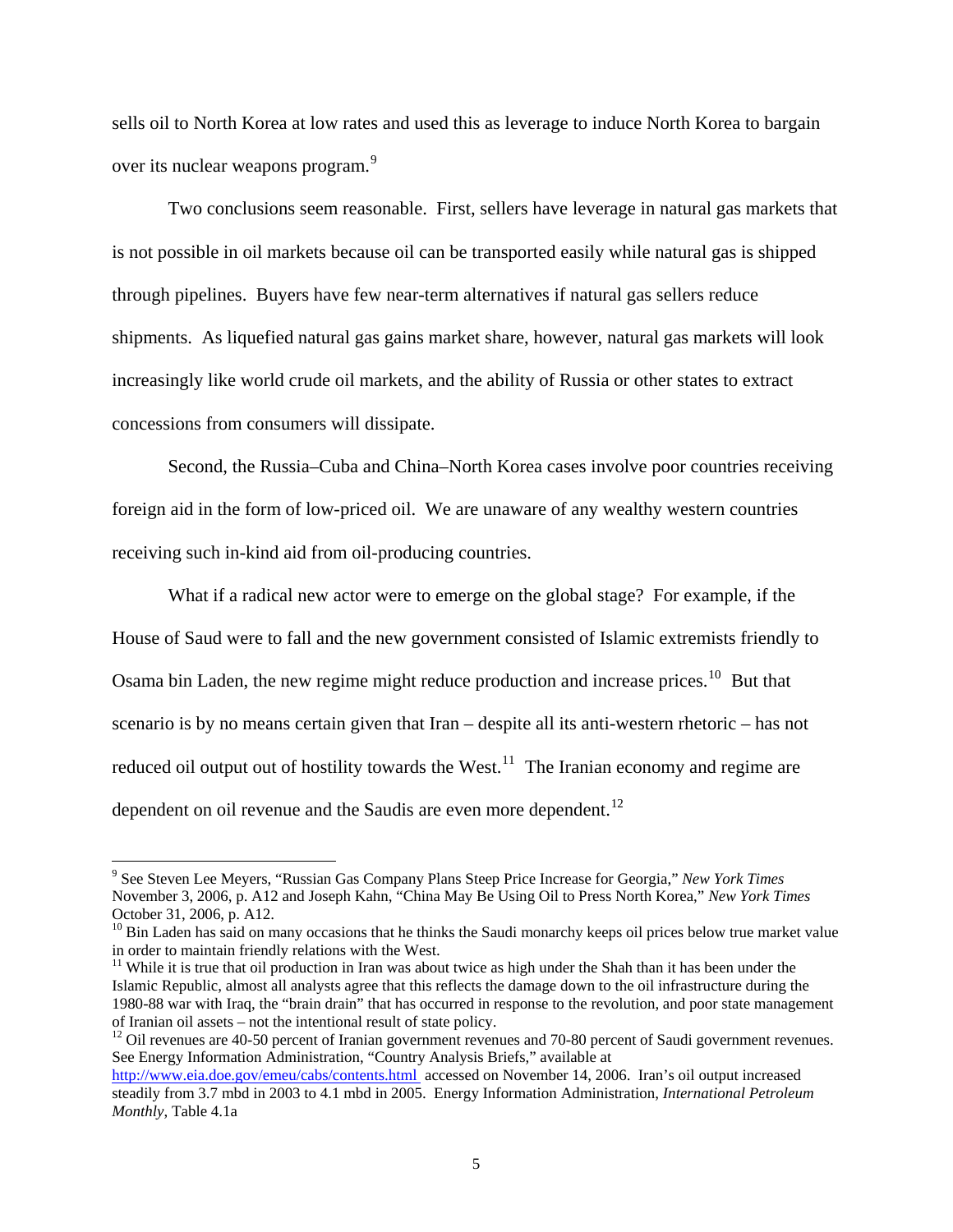sells oil to North Korea at low rates and used this as leverage to induce North Korea to bargain over its nuclear weapons program.[9]

Two conclusions seem reasonable. First, sellers have leverage in natural gas markets that is not possible in oil markets because oil can be transported easily while natural gas is shipped through pipelines. Buyers have few near-term alternatives if natural gas sellers reduce shipments. As liquefied natural gas gains market share, however, natural gas markets will look increasingly like world crude oil markets, and the ability of Russia or other states to extract concessions from consumers will dissipate.

Second, the Russia–Cuba and China–North Korea cases involve poor countries receiving foreign aid in the form of low-priced oil. We are unaware of any wealthy western countries receiving such in-kind aid from oil-producing countries.

What if a radical new actor were to emerge on the global stage? For example, if the House of Saud were to fall and the new government consisted of Islamic extremists friendly to Osama bin Laden, the new regime might reduce production and increase prices.[10] But that scenario is by no means certain given that Iran – despite all its anti-western rhetoric – has not reduced oil output out of hostility towards the West.[11] The Iranian economy and regime are dependent on oil revenue and the Saudis are even more dependent.[12]

---

[9] See Steven Lee Meyers, "Russian Gas Company Plans Steep Price Increase for Georgia," *New York Times* November 3, 2006, p. A12 and Joseph Kahn, "China May Be Using Oil to Press North Korea," *New York Times* October 31, 2006, p. A12.

[10] Bin Laden has said on many occasions that he thinks the Saudi monarchy keeps oil prices below true market value in order to maintain friendly relations with the West.

[11] While it is true that oil production in Iran was about twice as high under the Shah than it has been under the Islamic Republic, almost all analysts agree that this reflects the damage down to the oil infrastructure during the 1980-88 war with Iraq, the "brain drain" that has occurred in response to the revolution, and poor state management of Iranian oil assets – not the intentional result of state policy.

[12] Oil revenues are 40-50 percent of Iranian government revenues and 70-80 percent of Saudi government revenues. See Energy Information Administration, "Country Analysis Briefs," available at http://www.eia.doe.gov/emeu/cabs/contents.html accessed on November 14, 2006. Iran's oil output increased steadily from 3.7 mbd in 2003 to 4.1 mbd in 2005. Energy Information Administration, *International Petroleum Monthly*, Table 4.1a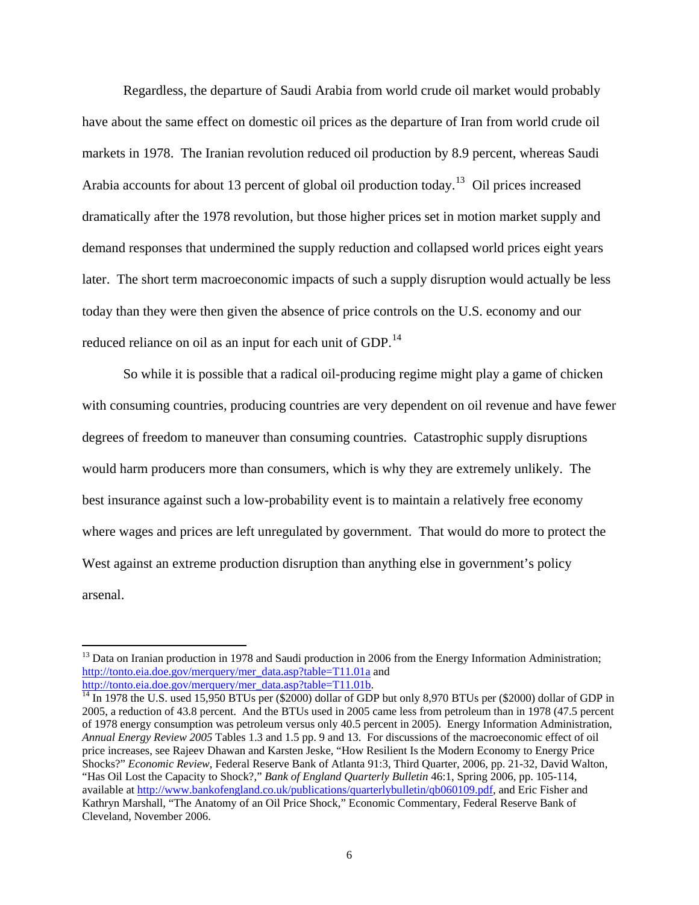Regardless, the departure of Saudi Arabia from world crude oil market would probably have about the same effect on domestic oil prices as the departure of Iran from world crude oil markets in 1978. The Iranian revolution reduced oil production by 8.9 percent, whereas Saudi Arabia accounts for about 13 percent of global oil production today.[13] Oil prices increased dramatically after the 1978 revolution, but those higher prices set in motion market supply and demand responses that undermined the supply reduction and collapsed world prices eight years later. The short term macroeconomic impacts of such a supply disruption would actually be less today than they were then given the absence of price controls on the U.S. economy and our reduced reliance on oil as an input for each unit of GDP.[14]

So while it is possible that a radical oil-producing regime might play a game of chicken with consuming countries, producing countries are very dependent on oil revenue and have fewer degrees of freedom to maneuver than consuming countries. Catastrophic supply disruptions would harm producers more than consumers, which is why they are extremely unlikely. The best insurance against such a low-probability event is to maintain a relatively free economy where wages and prices are left unregulated by government. That would do more to protect the West against an extreme production disruption than anything else in government's policy arsenal.

---

[13] Data on Iranian production in 1978 and Saudi production in 2006 from the Energy Information Administration; http://tonto.eia.doe.gov/merquery/mer_data.asp?table=T11.01a and http://tonto.eia.doe.gov/merquery/mer_data.asp?table=T11.01b.

[14] In 1978 the U.S. used 15,950 BTUs per ($2000) dollar of GDP but only 8,970 BTUs per ($2000) dollar of GDP in 2005, a reduction of 43.8 percent. And the BTUs used in 2005 came less from petroleum than in 1978 (47.5 percent of 1978 energy consumption was petroleum versus only 40.5 percent in 2005). Energy Information Administration, *Annual Energy Review 2005* Tables 1.3 and 1.5 pp. 9 and 13. For discussions of the macroeconomic effect of oil price increases, see Rajeev Dhawan and Karsten Jeske, "How Resilient Is the Modern Economy to Energy Price Shocks?" *Economic Review*, Federal Reserve Bank of Atlanta 91:3, Third Quarter, 2006, pp. 21-32, David Walton, "Has Oil Lost the Capacity to Shock?," *Bank of England Quarterly Bulletin* 46:1, Spring 2006, pp. 105-114, available at http://www.bankofengland.co.uk/publications/quarterlybulletin/qb060109.pdf, and Eric Fisher and Kathryn Marshall, "The Anatomy of an Oil Price Shock," Economic Commentary, Federal Reserve Bank of Cleveland, November 2006.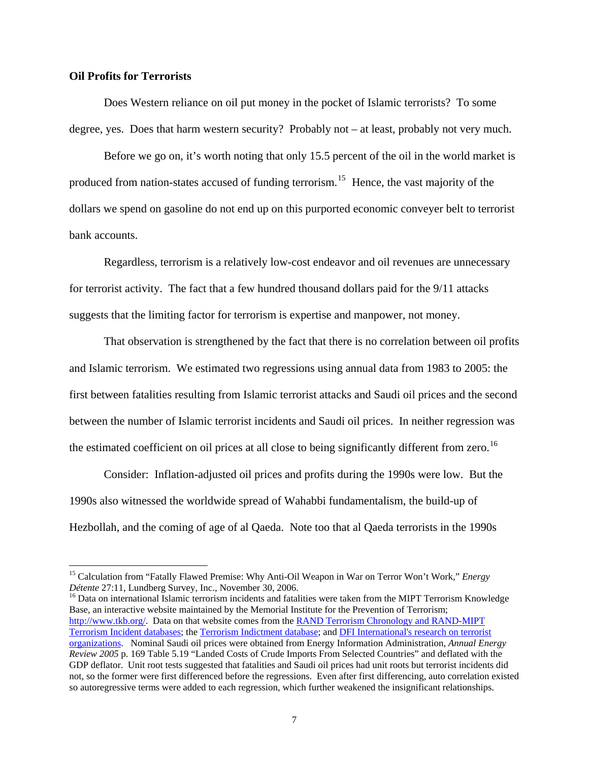**Oil Profits for Terrorists**

Does Western reliance on oil put money in the pocket of Islamic terrorists? To some degree, yes. Does that harm western security? Probably not – at least, probably not very much.

Before we go on, it's worth noting that only 15.5 percent of the oil in the world market is produced from nation-states accused of funding terrorism.[15] Hence, the vast majority of the dollars we spend on gasoline do not end up on this purported economic conveyer belt to terrorist bank accounts.

Regardless, terrorism is a relatively low-cost endeavor and oil revenues are unnecessary for terrorist activity. The fact that a few hundred thousand dollars paid for the 9/11 attacks suggests that the limiting factor for terrorism is expertise and manpower, not money.

That observation is strengthened by the fact that there is no correlation between oil profits and Islamic terrorism. We estimated two regressions using annual data from 1983 to 2005: the first between fatalities resulting from Islamic terrorist attacks and Saudi oil prices and the second between the number of Islamic terrorist incidents and Saudi oil prices. In neither regression was the estimated coefficient on oil prices at all close to being significantly different from zero.[16]

Consider: Inflation-adjusted oil prices and profits during the 1990s were low. But the 1990s also witnessed the worldwide spread of Wahabbi fundamentalism, the build-up of Hezbollah, and the coming of age of al Qaeda. Note too that al Qaeda terrorists in the 1990s

---

[15] Calculation from "Fatally Flawed Premise: Why Anti-Oil Weapon in War on Terror Won't Work," *Energy Détente* 27:11, Lundberg Survey, Inc., November 30, 2006.

[16] Data on international Islamic terrorism incidents and fatalities were taken from the MIPT Terrorism Knowledge Base, an interactive website maintained by the Memorial Institute for the Prevention of Terrorism; http://www.tkb.org/. Data on that website comes from the RAND Terrorism Chronology and RAND-MIPT Terrorism Incident databases; the Terrorism Indictment database; and DFI International's research on terrorist organizations. Nominal Saudi oil prices were obtained from Energy Information Administration, *Annual Energy Review 2005* p. 169 Table 5.19 "Landed Costs of Crude Imports From Selected Countries" and deflated with the GDP deflator. Unit root tests suggested that fatalities and Saudi oil prices had unit roots but terrorist incidents did not, so the former were first differenced before the regressions. Even after first differencing, auto correlation existed so autoregressive terms were added to each regression, which further weakened the insignificant relationships.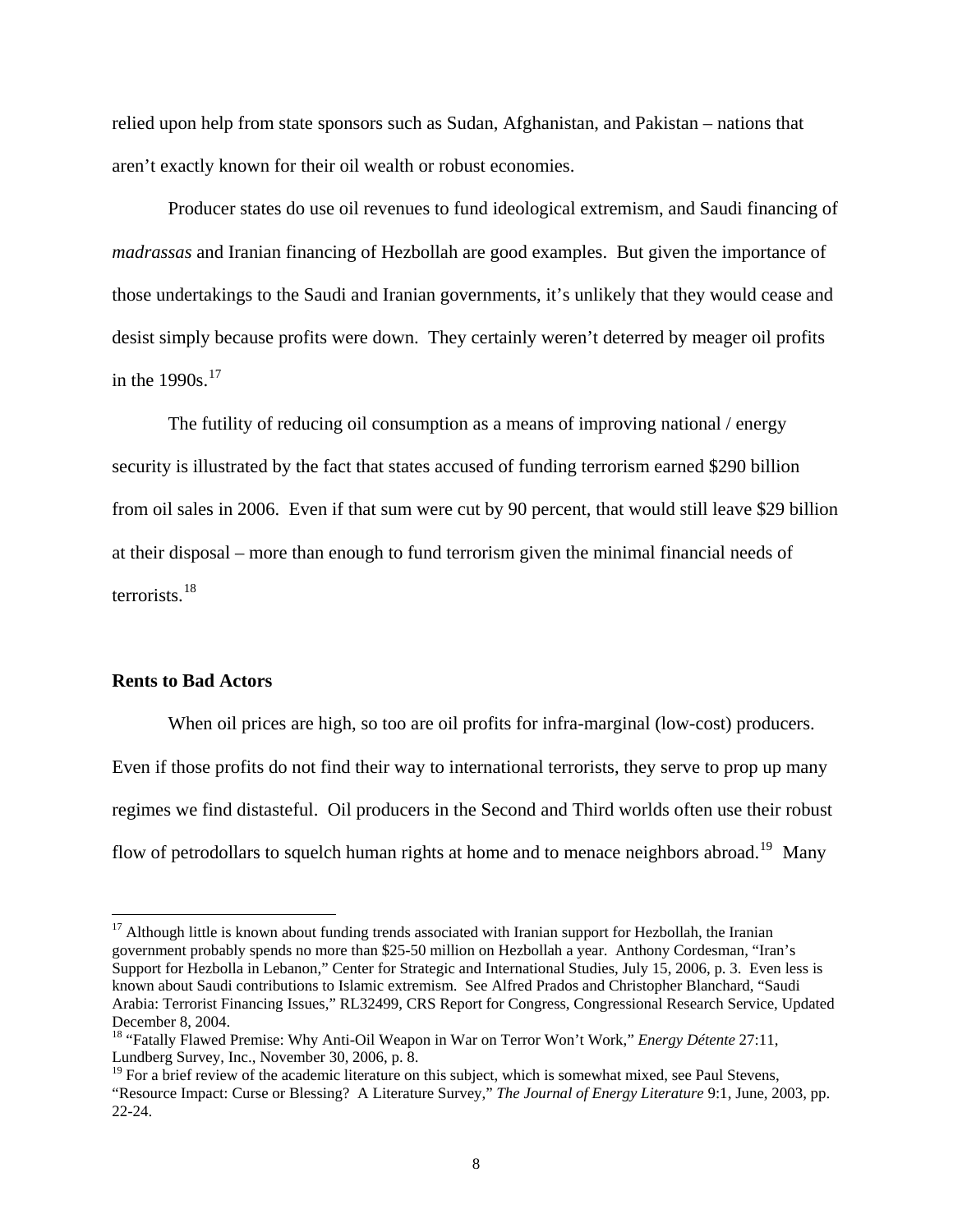relied upon help from state sponsors such as Sudan, Afghanistan, and Pakistan – nations that aren't exactly known for their oil wealth or robust economies.

Producer states do use oil revenues to fund ideological extremism, and Saudi financing of *madrassas* and Iranian financing of Hezbollah are good examples. But given the importance of those undertakings to the Saudi and Iranian governments, it's unlikely that they would cease and desist simply because profits were down. They certainly weren't deterred by meager oil profits in the 1990s.[17]

The futility of reducing oil consumption as a means of improving national / energy security is illustrated by the fact that states accused of funding terrorism earned $290 billion from oil sales in 2006. Even if that sum were cut by 90 percent, that would still leave $29 billion at their disposal – more than enough to fund terrorism given the minimal financial needs of terrorists.[18]

**Rents to Bad Actors**

When oil prices are high, so too are oil profits for infra-marginal (low-cost) producers. Even if those profits do not find their way to international terrorists, they serve to prop up many regimes we find distasteful. Oil producers in the Second and Third worlds often use their robust flow of petrodollars to squelch human rights at home and to menace neighbors abroad.[19] Many

---

[17] Although little is known about funding trends associated with Iranian support for Hezbollah, the Iranian government probably spends no more than $25-50 million on Hezbollah a year. Anthony Cordesman, "Iran's Support for Hezbolla in Lebanon," Center for Strategic and International Studies, July 15, 2006, p. 3. Even less is known about Saudi contributions to Islamic extremism. See Alfred Prados and Christopher Blanchard, "Saudi Arabia: Terrorist Financing Issues," RL32499, CRS Report for Congress, Congressional Research Service, Updated December 8, 2004.

[18] "Fatally Flawed Premise: Why Anti-Oil Weapon in War on Terror Won't Work," *Energy Détente* 27:11, Lundberg Survey, Inc., November 30, 2006, p. 8.

[19] For a brief review of the academic literature on this subject, which is somewhat mixed, see Paul Stevens, "Resource Impact: Curse or Blessing? A Literature Survey," *The Journal of Energy Literature* 9:1, June, 2003, pp. 22-24.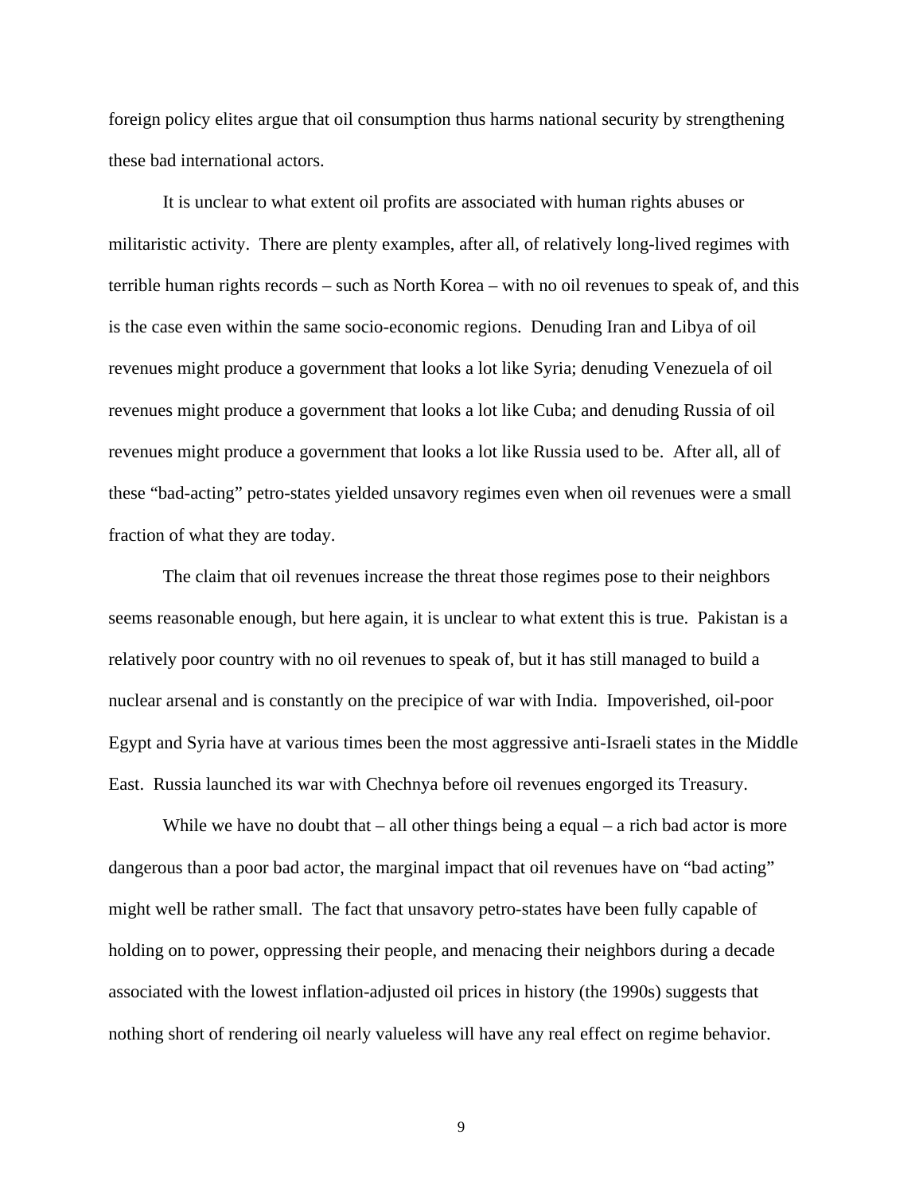foreign policy elites argue that oil consumption thus harms national security by strengthening these bad international actors.

It is unclear to what extent oil profits are associated with human rights abuses or militaristic activity. There are plenty examples, after all, of relatively long-lived regimes with terrible human rights records – such as North Korea – with no oil revenues to speak of, and this is the case even within the same socio-economic regions. Denuding Iran and Libya of oil revenues might produce a government that looks a lot like Syria; denuding Venezuela of oil revenues might produce a government that looks a lot like Cuba; and denuding Russia of oil revenues might produce a government that looks a lot like Russia used to be. After all, all of these "bad-acting" petro-states yielded unsavory regimes even when oil revenues were a small fraction of what they are today.

The claim that oil revenues increase the threat those regimes pose to their neighbors seems reasonable enough, but here again, it is unclear to what extent this is true. Pakistan is a relatively poor country with no oil revenues to speak of, but it has still managed to build a nuclear arsenal and is constantly on the precipice of war with India. Impoverished, oil-poor Egypt and Syria have at various times been the most aggressive anti-Israeli states in the Middle East. Russia launched its war with Chechnya before oil revenues engorged its Treasury.

While we have no doubt that – all other things being a equal – a rich bad actor is more dangerous than a poor bad actor, the marginal impact that oil revenues have on "bad acting" might well be rather small. The fact that unsavory petro-states have been fully capable of holding on to power, oppressing their people, and menacing their neighbors during a decade associated with the lowest inflation-adjusted oil prices in history (the 1990s) suggests that nothing short of rendering oil nearly valueless will have any real effect on regime behavior.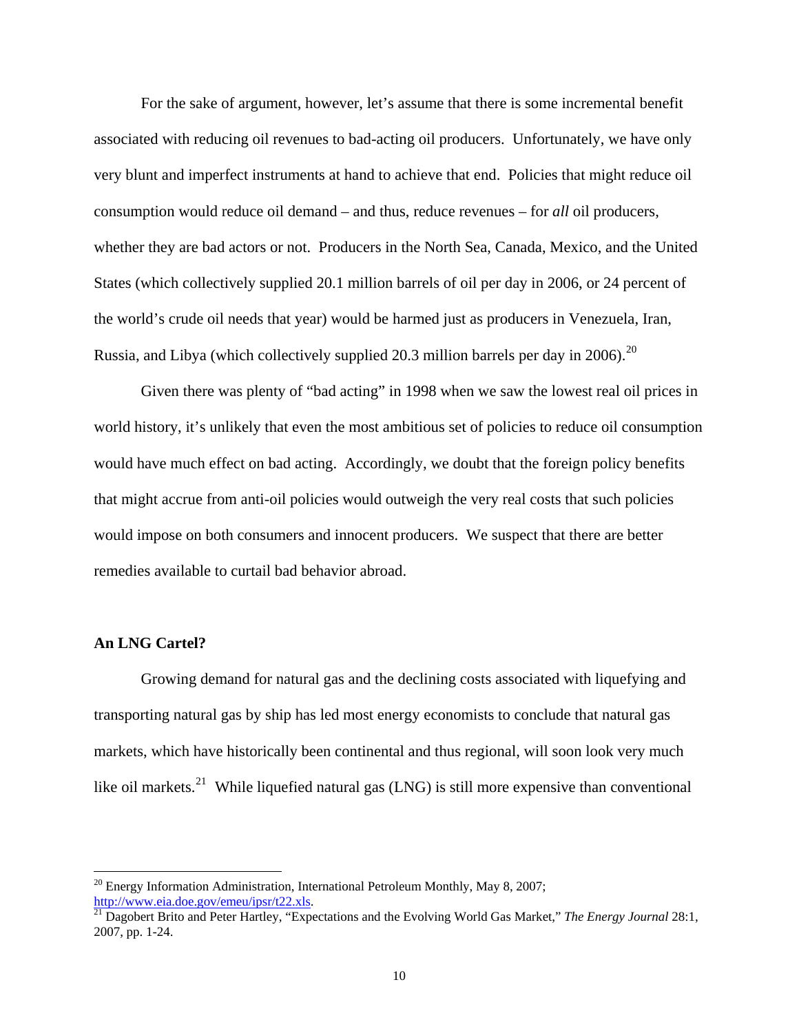For the sake of argument, however, let's assume that there is some incremental benefit associated with reducing oil revenues to bad-acting oil producers. Unfortunately, we have only very blunt and imperfect instruments at hand to achieve that end. Policies that might reduce oil consumption would reduce oil demand – and thus, reduce revenues – for *all* oil producers, whether they are bad actors or not. Producers in the North Sea, Canada, Mexico, and the United States (which collectively supplied 20.1 million barrels of oil per day in 2006, or 24 percent of the world's crude oil needs that year) would be harmed just as producers in Venezuela, Iran, Russia, and Libya (which collectively supplied 20.3 million barrels per day in 2006).[20]

Given there was plenty of "bad acting" in 1998 when we saw the lowest real oil prices in world history, it's unlikely that even the most ambitious set of policies to reduce oil consumption would have much effect on bad acting. Accordingly, we doubt that the foreign policy benefits that might accrue from anti-oil policies would outweigh the very real costs that such policies would impose on both consumers and innocent producers. We suspect that there are better remedies available to curtail bad behavior abroad.

**An LNG Cartel?**

Growing demand for natural gas and the declining costs associated with liquefying and transporting natural gas by ship has led most energy economists to conclude that natural gas markets, which have historically been continental and thus regional, will soon look very much like oil markets.[21] While liquefied natural gas (LNG) is still more expensive than conventional

---

[20] Energy Information Administration, International Petroleum Monthly, May 8, 2007; http://www.eia.doe.gov/emeu/ipsr/t22.xls.

[21] Dagobert Brito and Peter Hartley, "Expectations and the Evolving World Gas Market," *The Energy Journal* 28:1, 2007, pp. 1-24.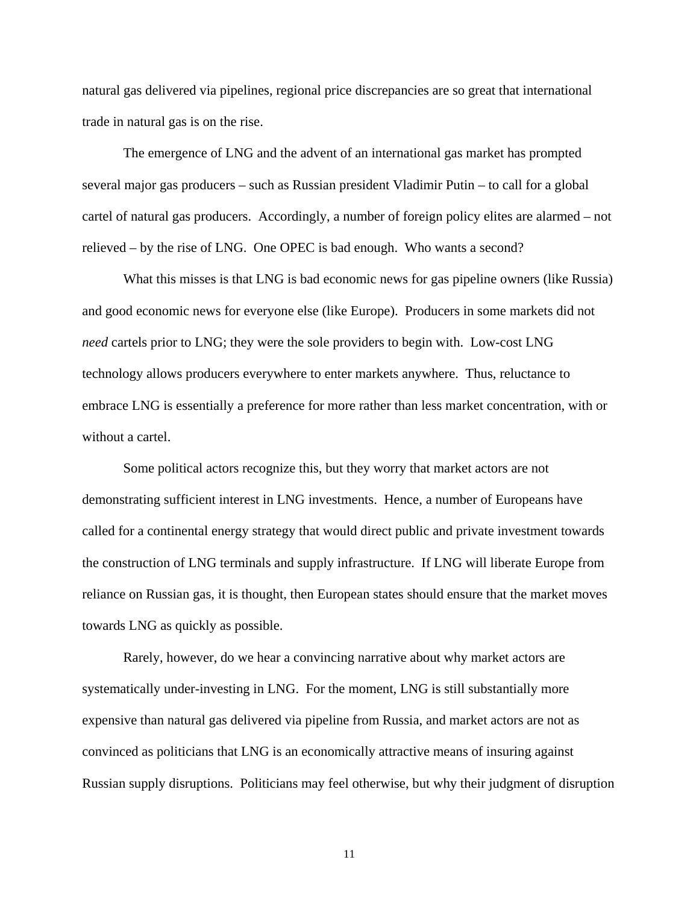natural gas delivered via pipelines, regional price discrepancies are so great that international trade in natural gas is on the rise.

The emergence of LNG and the advent of an international gas market has prompted several major gas producers – such as Russian president Vladimir Putin – to call for a global cartel of natural gas producers. Accordingly, a number of foreign policy elites are alarmed – not relieved – by the rise of LNG. One OPEC is bad enough. Who wants a second?

What this misses is that LNG is bad economic news for gas pipeline owners (like Russia) and good economic news for everyone else (like Europe). Producers in some markets did not *need* cartels prior to LNG; they were the sole providers to begin with. Low-cost LNG technology allows producers everywhere to enter markets anywhere. Thus, reluctance to embrace LNG is essentially a preference for more rather than less market concentration, with or without a cartel.

Some political actors recognize this, but they worry that market actors are not demonstrating sufficient interest in LNG investments. Hence, a number of Europeans have called for a continental energy strategy that would direct public and private investment towards the construction of LNG terminals and supply infrastructure. If LNG will liberate Europe from reliance on Russian gas, it is thought, then European states should ensure that the market moves towards LNG as quickly as possible.

Rarely, however, do we hear a convincing narrative about why market actors are systematically under-investing in LNG. For the moment, LNG is still substantially more expensive than natural gas delivered via pipeline from Russia, and market actors are not as convinced as politicians that LNG is an economically attractive means of insuring against Russian supply disruptions. Politicians may feel otherwise, but why their judgment of disruption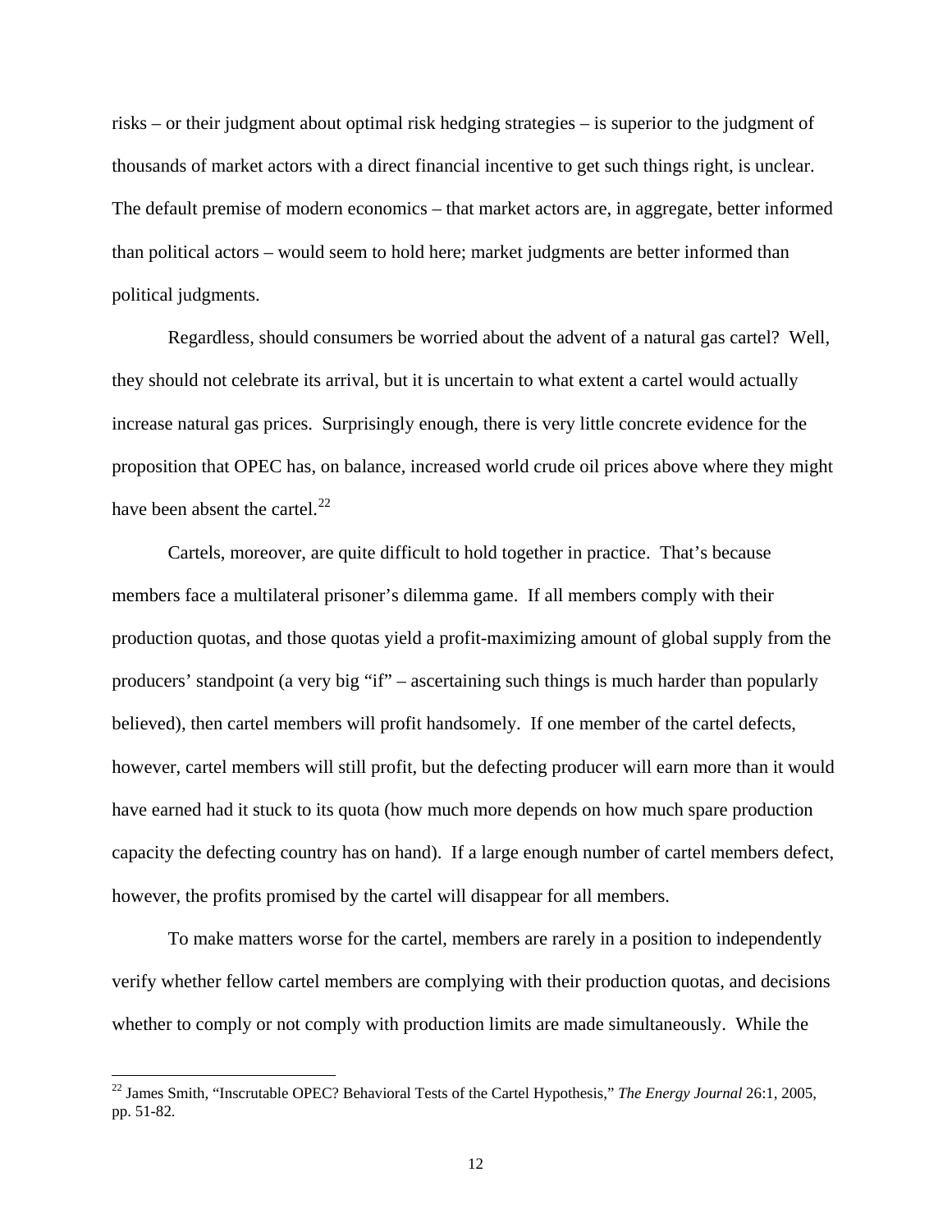risks – or their judgment about optimal risk hedging strategies – is superior to the judgment of thousands of market actors with a direct financial incentive to get such things right, is unclear. The default premise of modern economics – that market actors are, in aggregate, better informed than political actors – would seem to hold here; market judgments are better informed than political judgments.

Regardless, should consumers be worried about the advent of a natural gas cartel? Well, they should not celebrate its arrival, but it is uncertain to what extent a cartel would actually increase natural gas prices. Surprisingly enough, there is very little concrete evidence for the proposition that OPEC has, on balance, increased world crude oil prices above where they might have been absent the cartel.[22]

Cartels, moreover, are quite difficult to hold together in practice. That's because members face a multilateral prisoner's dilemma game. If all members comply with their production quotas, and those quotas yield a profit-maximizing amount of global supply from the producers' standpoint (a very big "if" – ascertaining such things is much harder than popularly believed), then cartel members will profit handsomely. If one member of the cartel defects, however, cartel members will still profit, but the defecting producer will earn more than it would have earned had it stuck to its quota (how much more depends on how much spare production capacity the defecting country has on hand). If a large enough number of cartel members defect, however, the profits promised by the cartel will disappear for all members.

To make matters worse for the cartel, members are rarely in a position to independently verify whether fellow cartel members are complying with their production quotas, and decisions whether to comply or not comply with production limits are made simultaneously. While the

---

[22] James Smith, "Inscrutable OPEC? Behavioral Tests of the Cartel Hypothesis," *The Energy Journal* 26:1, 2005, pp. 51-82.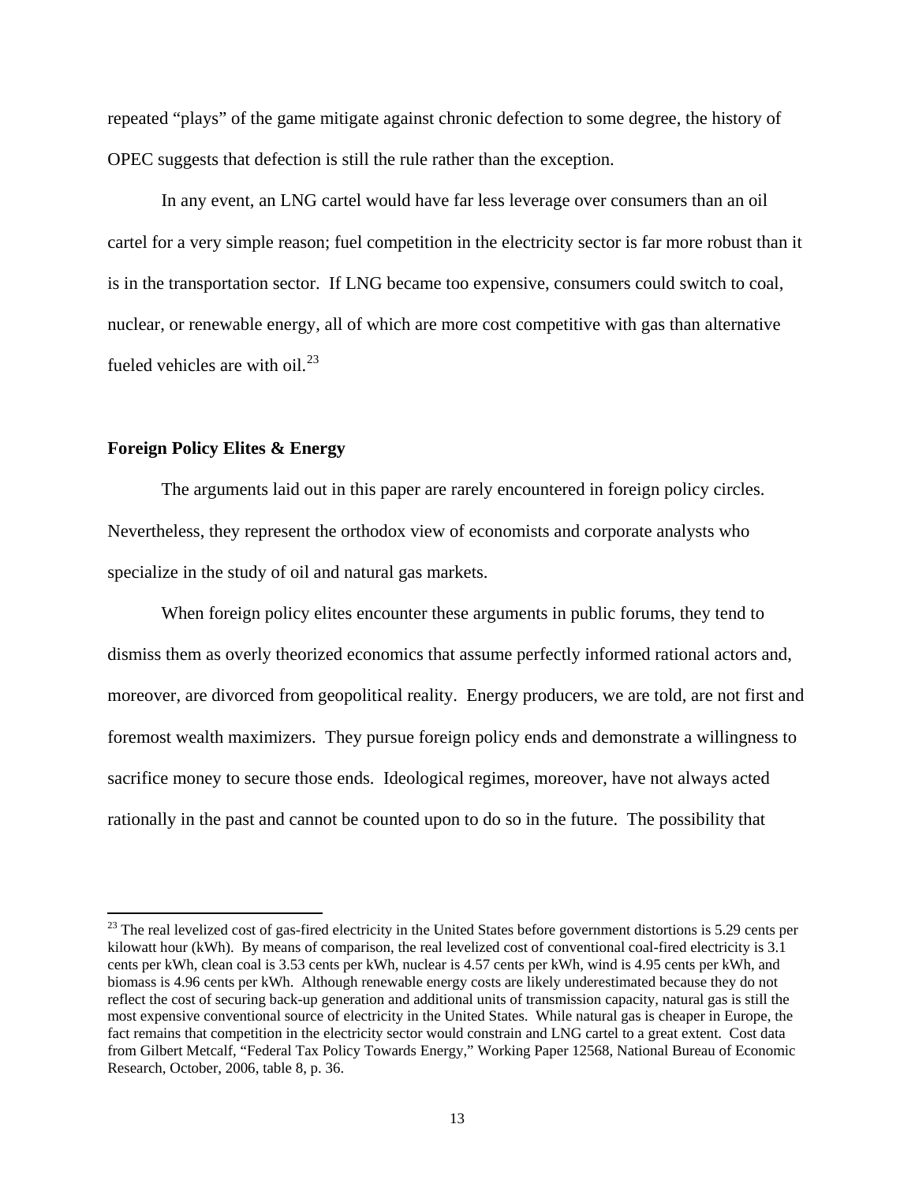repeated "plays" of the game mitigate against chronic defection to some degree, the history of OPEC suggests that defection is still the rule rather than the exception.

In any event, an LNG cartel would have far less leverage over consumers than an oil cartel for a very simple reason; fuel competition in the electricity sector is far more robust than it is in the transportation sector. If LNG became too expensive, consumers could switch to coal, nuclear, or renewable energy, all of which are more cost competitive with gas than alternative fueled vehicles are with oil.[23]

**Foreign Policy Elites & Energy**

The arguments laid out in this paper are rarely encountered in foreign policy circles. Nevertheless, they represent the orthodox view of economists and corporate analysts who specialize in the study of oil and natural gas markets.

When foreign policy elites encounter these arguments in public forums, they tend to dismiss them as overly theorized economics that assume perfectly informed rational actors and, moreover, are divorced from geopolitical reality. Energy producers, we are told, are not first and foremost wealth maximizers. They pursue foreign policy ends and demonstrate a willingness to sacrifice money to secure those ends. Ideological regimes, moreover, have not always acted rationally in the past and cannot be counted upon to do so in the future. The possibility that

[23] The real levelized cost of gas-fired electricity in the United States before government distortions is 5.29 cents per kilowatt hour (kWh). By means of comparison, the real levelized cost of conventional coal-fired electricity is 3.1 cents per kWh, clean coal is 3.53 cents per kWh, nuclear is 4.57 cents per kWh, wind is 4.95 cents per kWh, and biomass is 4.96 cents per kWh. Although renewable energy costs are likely underestimated because they do not reflect the cost of securing back-up generation and additional units of transmission capacity, natural gas is still the most expensive conventional source of electricity in the United States. While natural gas is cheaper in Europe, the fact remains that competition in the electricity sector would constrain and LNG cartel to a great extent. Cost data from Gilbert Metcalf, "Federal Tax Policy Towards Energy," Working Paper 12568, National Bureau of Economic Research, October, 2006, table 8, p. 36.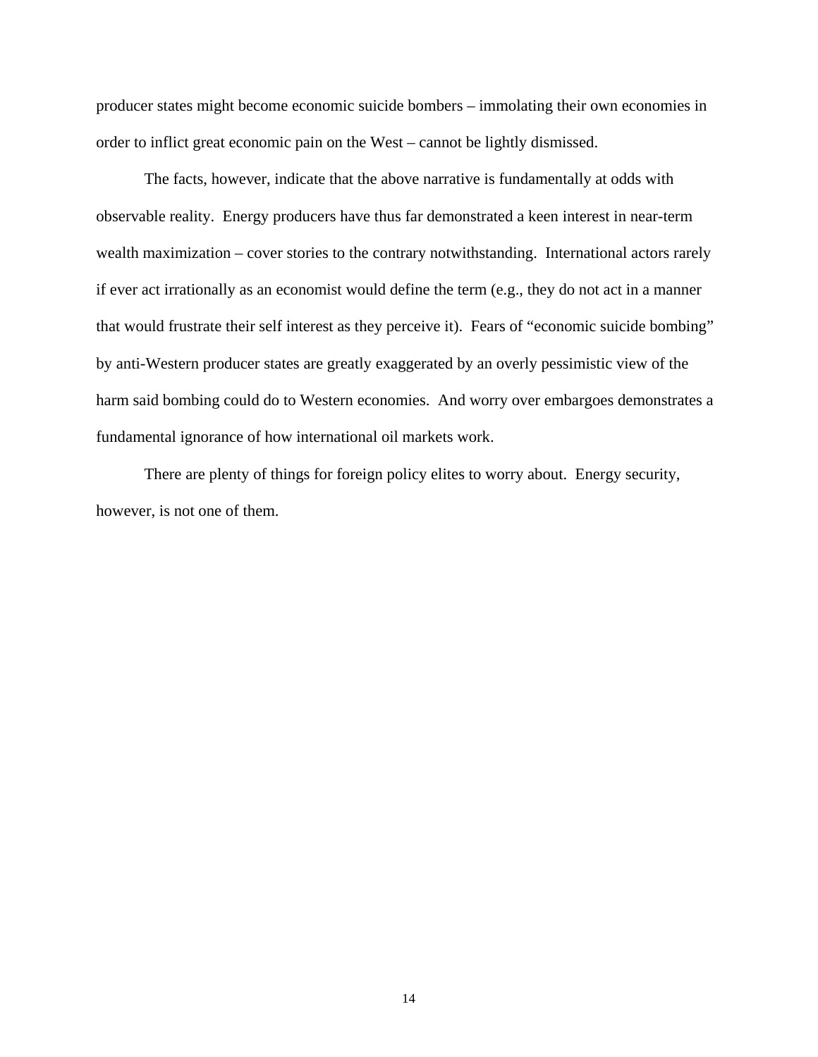producer states might become economic suicide bombers – immolating their own economies in order to inflict great economic pain on the West – cannot be lightly dismissed.

The facts, however, indicate that the above narrative is fundamentally at odds with observable reality. Energy producers have thus far demonstrated a keen interest in near-term wealth maximization – cover stories to the contrary notwithstanding. International actors rarely if ever act irrationally as an economist would define the term (e.g., they do not act in a manner that would frustrate their self interest as they perceive it). Fears of "economic suicide bombing" by anti-Western producer states are greatly exaggerated by an overly pessimistic view of the harm said bombing could do to Western economies. And worry over embargoes demonstrates a fundamental ignorance of how international oil markets work.

There are plenty of things for foreign policy elites to worry about. Energy security, however, is not one of them.